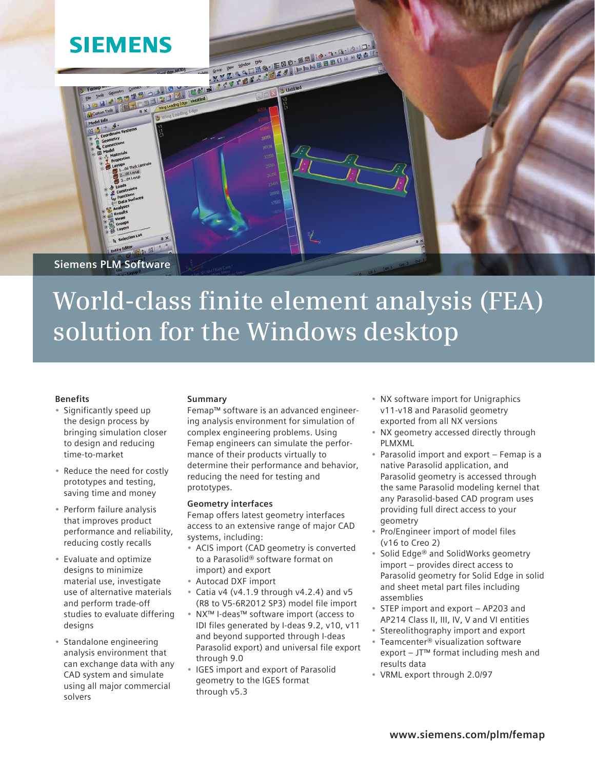SIEMENS

Siemens PLM Software

# World-class finite element analysis (FEA) solution for the Windows desktop

## Benefits

- Significantly speed up the design process by bringing simulation closer to design and reducing time-to-market
- Reduce the need for costly prototypes and testing, saving time and money
- Perform failure analysis that improves product performance and reliability, reducing costly recalls
- Evaluate and optimize designs to minimize material use, investigate use of alternative materials and perform trade-off studies to evaluate differing designs
- Standalone engineering analysis environment that can exchange data with any CAD system and simulate using all major commercial solvers

## Summary

Femap™ software is an advanced engineering analysis environment for simulation of complex engineering problems. Using Femap engineers can simulate the performance of their products virtually to determine their performance and behavior, reducing the need for testing and prototypes.

## Geometry interfaces

Femap offers latest geometry interfaces access to an extensive range of major CAD systems, including:

- ACIS import (CAD geometry is converted to a Parasolid® software format on import) and export
- Autocad DXF import
- Catia v4 (v4.1.9 through v4.2.4) and v5 (R8 to V5-6R2012 SP3) model file import
- NX™ I-deas™ software import (access to IDI files generated by I-deas 9.2, v10, v11 and beyond supported through I-deas Parasolid export) and universal file export through 9.0
- IGES import and export of Parasolid geometry to the IGES format through v5.3
- NX software import for Unigraphics v11-v18 and Parasolid geometry exported from all NX versions
- NX geometry accessed directly through PLMXML
- Parasolid import and export – Femap is a native Parasolid application, and Parasolid geometry is accessed through the same Parasolid modeling kernel that any Parasolid-based CAD program uses providing full direct access to your geometry
- Pro/Engineer import of model files (v16 to Creo 2)
- Solid Edge® and SolidWorks geometry import – provides direct access to Parasolid geometry for Solid Edge in solid and sheet metal part files including assemblies
- STEP import and export – AP203 and AP214 Class II, III, IV, V and VI entities
- Stereolithography import and export
- Teamcenter® visualization software export – JT™ format including mesh and results data
- VRML export through 2.0/97

www.siemens.com/plm/femap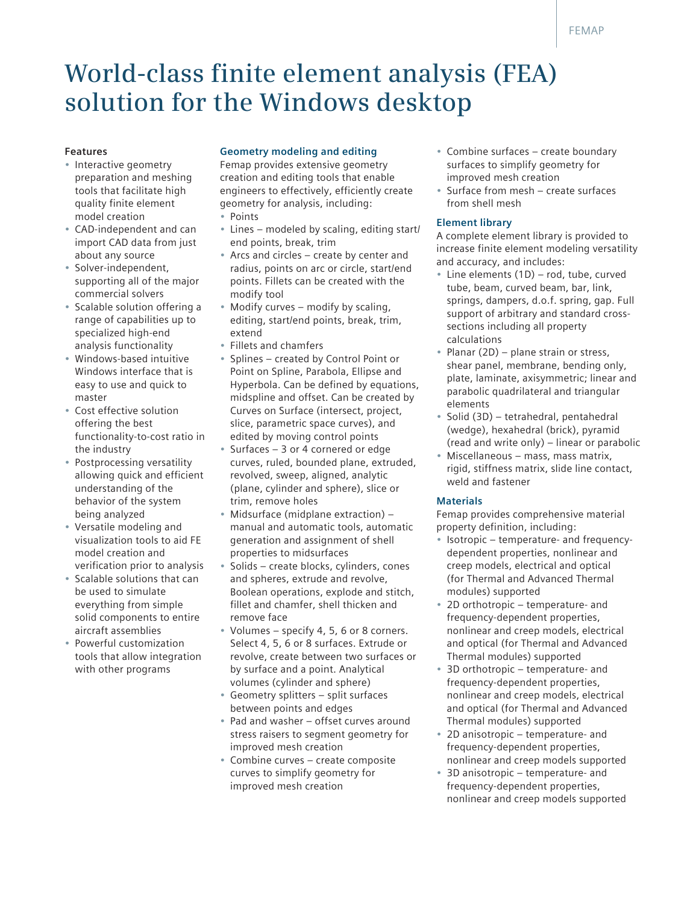# World-class finite element analysis (FEA) solution for the Windows desktop

**Features**

- Interactive geometry preparation and meshing tools that facilitate high quality finite element model creation
- CAD-independent and can import CAD data from just about any source
- Solver-independent, supporting all of the major commercial solvers
- Scalable solution offering a range of capabilities up to specialized high-end analysis functionality
- Windows-based intuitive Windows interface that is easy to use and quick to master
- Cost effective solution offering the best functionality-to-cost ratio in the industry
- Postprocessing versatility allowing quick and efficient understanding of the behavior of the system being analyzed
- Versatile modeling and visualization tools to aid FE model creation and verification prior to analysis
- Scalable solutions that can be used to simulate everything from simple solid components to entire aircraft assemblies
- Powerful customization tools that allow integration with other programs

### Geometry modeling and editing

Femap provides extensive geometry creation and editing tools that enable engineers to effectively, efficiently create geometry for analysis, including:

- Points
- Lines – modeled by scaling, editing start/end points, break, trim
- Arcs and circles – create by center and radius, points on arc or circle, start/end points. Fillets can be created with the modify tool
- Modify curves – modify by scaling, editing, start/end points, break, trim, extend
- Fillets and chamfers
- Splines – created by Control Point or Point on Spline, Parabola, Ellipse and Hyperbola. Can be defined by equations, midspline and offset. Can be created by Curves on Surface (intersect, project, slice, parametric space curves), and edited by moving control points
- Surfaces – 3 or 4 cornered or edge curves, ruled, bounded plane, extruded, revolved, sweep, aligned, analytic (plane, cylinder and sphere), slice or trim, remove holes
- Midsurface (midplane extraction) – manual and automatic tools, automatic generation and assignment of shell properties to midsurfaces
- Solids – create blocks, cylinders, cones and spheres, extrude and revolve, Boolean operations, explode and stitch, fillet and chamfer, shell thicken and remove face
- Volumes – specify 4, 5, 6 or 8 corners. Select 4, 5, 6 or 8 surfaces. Extrude or revolve, create between two surfaces or by surface and a point. Analytical volumes (cylinder and sphere)
- Geometry splitters – split surfaces between points and edges
- Pad and washer – offset curves around stress raisers to segment geometry for improved mesh creation
- Combine curves – create composite curves to simplify geometry for improved mesh creation
- Combine surfaces – create boundary surfaces to simplify geometry for improved mesh creation
- Surface from mesh – create surfaces from shell mesh

### Element library

A complete element library is provided to increase finite element modeling versatility and accuracy, and includes:

- Line elements (1D) – rod, tube, curved tube, beam, curved beam, bar, link, springs, dampers, d.o.f. spring, gap. Full support of arbitrary and standard cross-sections including all property calculations
- Planar (2D) – plane strain or stress, shear panel, membrane, bending only, plate, laminate, axisymmetric; linear and parabolic quadrilateral and triangular elements
- Solid (3D) – tetrahedral, pentahedral (wedge), hexahedral (brick), pyramid (read and write only) – linear or parabolic
- Miscellaneous – mass, mass matrix, rigid, stiffness matrix, slide line contact, weld and fastener

### Materials

Femap provides comprehensive material property definition, including:

- Isotropic – temperature- and frequency-dependent properties, nonlinear and creep models, electrical and optical (for Thermal and Advanced Thermal modules) supported
- 2D orthotropic – temperature- and frequency-dependent properties, nonlinear and creep models, electrical and optical (for Thermal and Advanced Thermal modules) supported
- 3D orthotropic – temperature- and frequency-dependent properties, nonlinear and creep models, electrical and optical (for Thermal and Advanced Thermal modules) supported
- 2D anisotropic – temperature- and frequency-dependent properties, nonlinear and creep models supported
- 3D anisotropic – temperature- and frequency-dependent properties, nonlinear and creep models supported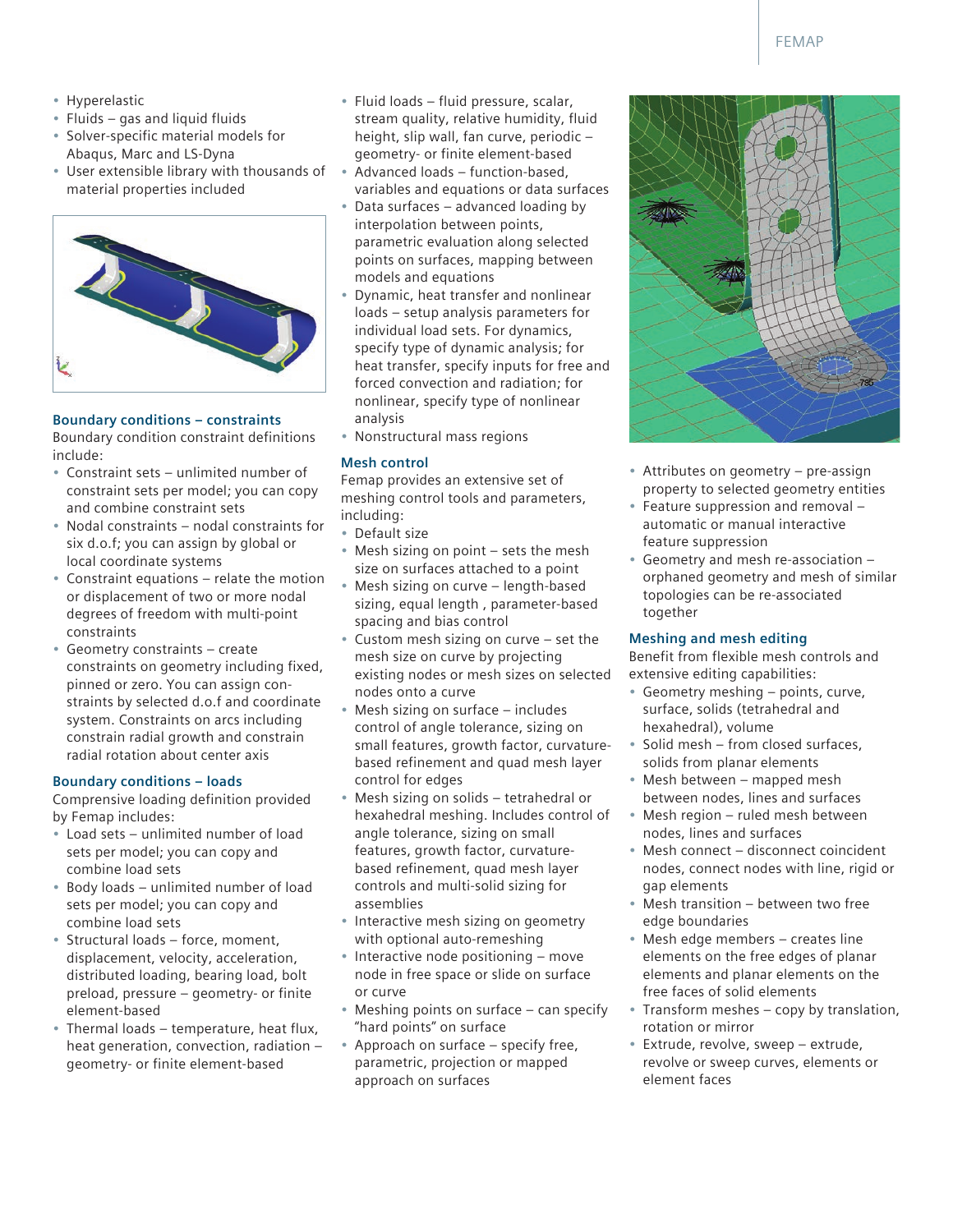- Hyperelastic
- Fluids – gas and liquid fluids
- Solver-specific material models for Abaqus, Marc and LS-Dyna
- User extensible library with thousands of material properties included

### Boundary conditions – constraints

Boundary condition constraint definitions include:

- Constraint sets – unlimited number of constraint sets per model; you can copy and combine constraint sets
- Nodal constraints – nodal constraints for six d.o.f; you can assign by global or local coordinate systems
- Constraint equations – relate the motion or displacement of two or more nodal degrees of freedom with multi-point constraints
- Geometry constraints – create constraints on geometry including fixed, pinned or zero. You can assign constraints by selected d.o.f and coordinate system. Constraints on arcs including constrain radial growth and constrain radial rotation about center axis

### Boundary conditions – loads

Comprensive loading definition provided by Femap includes:

- Load sets – unlimited number of load sets per model; you can copy and combine load sets
- Body loads – unlimited number of load sets per model; you can copy and combine load sets
- Structural loads – force, moment, displacement, velocity, acceleration, distributed loading, bearing load, bolt preload, pressure – geometry- or finite element-based
- Thermal loads – temperature, heat flux, heat generation, convection, radiation – geometry- or finite element-based
- Fluid loads – fluid pressure, scalar, stream quality, relative humidity, fluid height, slip wall, fan curve, periodic – geometry- or finite element-based
- Advanced loads – function-based, variables and equations or data surfaces
- Data surfaces – advanced loading by interpolation between points, parametric evaluation along selected points on surfaces, mapping between models and equations
- Dynamic, heat transfer and nonlinear loads – setup analysis parameters for individual load sets. For dynamics, specify type of dynamic analysis; for heat transfer, specify inputs for free and forced convection and radiation; for nonlinear, specify type of nonlinear analysis
- Nonstructural mass regions

### Mesh control

Femap provides an extensive set of meshing control tools and parameters, including:

- Default size
- Mesh sizing on point – sets the mesh size on surfaces attached to a point
- Mesh sizing on curve – length-based sizing, equal length , parameter-based spacing and bias control
- Custom mesh sizing on curve – set the mesh size on curve by projecting existing nodes or mesh sizes on selected nodes onto a curve
- Mesh sizing on surface – includes control of angle tolerance, sizing on small features, growth factor, curvature-based refinement and quad mesh layer control for edges
- Mesh sizing on solids – tetrahedral or hexahedral meshing. Includes control of angle tolerance, sizing on small features, growth factor, curvature-based refinement, quad mesh layer controls and multi-solid sizing for assemblies
- Interactive mesh sizing on geometry with optional auto-remeshing
- Interactive node positioning – move node in free space or slide on surface or curve
- Meshing points on surface – can specify "hard points" on surface
- Approach on surface – specify free, parametric, projection or mapped approach on surfaces
- Attributes on geometry – pre-assign property to selected geometry entities
- Feature suppression and removal – automatic or manual interactive feature suppression
- Geometry and mesh re-association – orphaned geometry and mesh of similar topologies can be re-associated together

### Meshing and mesh editing

Benefit from flexible mesh controls and extensive editing capabilities:

- Geometry meshing – points, curve, surface, solids (tetrahedral and hexahedral), volume
- Solid mesh – from closed surfaces, solids from planar elements
- Mesh between – mapped mesh between nodes, lines and surfaces
- Mesh region – ruled mesh between nodes, lines and surfaces
- Mesh connect – disconnect coincident nodes, connect nodes with line, rigid or gap elements
- Mesh transition – between two free edge boundaries
- Mesh edge members – creates line elements on the free edges of planar elements and planar elements on the free faces of solid elements
- Transform meshes – copy by translation, rotation or mirror
- Extrude, revolve, sweep – extrude, revolve or sweep curves, elements or element faces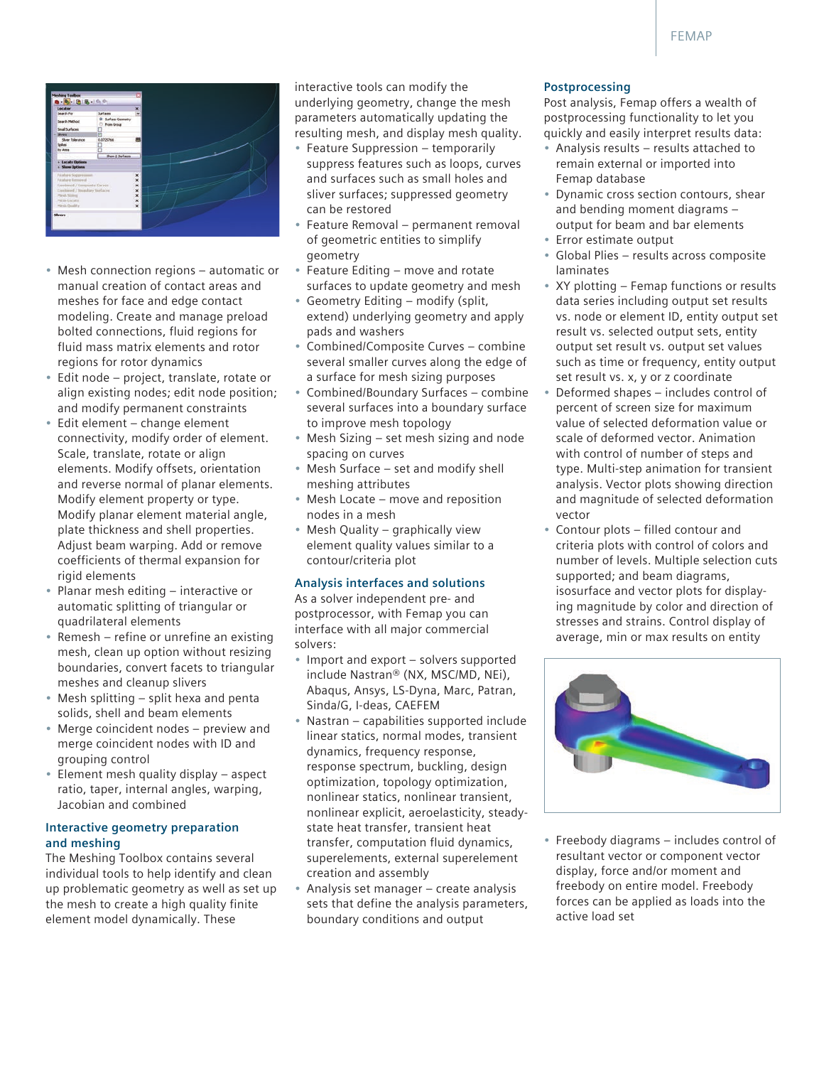- Mesh connection regions – automatic or manual creation of contact areas and meshes for face and edge contact modeling. Create and manage preload bolted connections, fluid regions for fluid mass matrix elements and rotor regions for rotor dynamics
- Edit node – project, translate, rotate or align existing nodes; edit node position; and modify permanent constraints
- Edit element – change element connectivity, modify order of element. Scale, translate, rotate or align elements. Modify offsets, orientation and reverse normal of planar elements. Modify element property or type. Modify planar element material angle, plate thickness and shell properties. Adjust beam warping. Add or remove coefficients of thermal expansion for rigid elements
- Planar mesh editing – interactive or automatic splitting of triangular or quadrilateral elements
- Remesh – refine or unrefine an existing mesh, clean up option without resizing boundaries, convert facets to triangular meshes and cleanup slivers
- Mesh splitting – split hexa and penta solids, shell and beam elements
- Merge coincident nodes – preview and merge coincident nodes with ID and grouping control
- Element mesh quality display – aspect ratio, taper, internal angles, warping, Jacobian and combined

### Interactive geometry preparation and meshing

The Meshing Toolbox contains several individual tools to help identify and clean up problematic geometry as well as set up the mesh to create a high quality finite element model dynamically. These interactive tools can modify the underlying geometry, change the mesh parameters automatically updating the resulting mesh, and display mesh quality.

- Feature Suppression – temporarily suppress features such as loops, curves and surfaces such as small holes and sliver surfaces; suppressed geometry can be restored
- Feature Removal – permanent removal of geometric entities to simplify geometry
- Feature Editing – move and rotate surfaces to update geometry and mesh
- Geometry Editing – modify (split, extend) underlying geometry and apply pads and washers
- Combined/Composite Curves – combine several smaller curves along the edge of a surface for mesh sizing purposes
- Combined/Boundary Surfaces – combine several surfaces into a boundary surface to improve mesh topology
- Mesh Sizing – set mesh sizing and node spacing on curves
- Mesh Surface – set and modify shell meshing attributes
- Mesh Locate – move and reposition nodes in a mesh
- Mesh Quality – graphically view element quality values similar to a contour/criteria plot

### Analysis interfaces and solutions

As a solver independent pre- and postprocessor, with Femap you can interface with all major commercial solvers:

- Import and export – solvers supported include Nastran® (NX, MSC/MD, NEi), Abaqus, Ansys, LS-Dyna, Marc, Patran, Sinda/G, I-deas, CAEFEM
- Nastran – capabilities supported include linear statics, normal modes, transient dynamics, frequency response, response spectrum, buckling, design optimization, topology optimization, nonlinear statics, nonlinear transient, nonlinear explicit, aeroelasticity, steady-state heat transfer, transient heat transfer, computation fluid dynamics, superelements, external superelement creation and assembly
- Analysis set manager – create analysis sets that define the analysis parameters, boundary conditions and output

### Postprocessing

Post analysis, Femap offers a wealth of postprocessing functionality to let you quickly and easily interpret results data:

- Analysis results – results attached to remain external or imported into Femap database
- Dynamic cross section contours, shear and bending moment diagrams – output for beam and bar elements
- Error estimate output
- Global Plies – results across composite laminates
- XY plotting – Femap functions or results data series including output set results vs. node or element ID, entity output set result vs. selected output sets, entity output set result vs. output set values such as time or frequency, entity output set result vs. x, y or z coordinate
- Deformed shapes – includes control of percent of screen size for maximum value of selected deformation value or scale of deformed vector. Animation with control of number of steps and type. Multi-step animation for transient analysis. Vector plots showing direction and magnitude of selected deformation vector
- Contour plots – filled contour and criteria plots with control of colors and number of levels. Multiple selection cuts supported; and beam diagrams, isosurface and vector plots for displaying magnitude by color and direction of stresses and strains. Control display of average, min or max results on entity
- Freebody diagrams – includes control of resultant vector or component vector display, force and/or moment and freebody on entire model. Freebody forces can be applied as loads into the active load set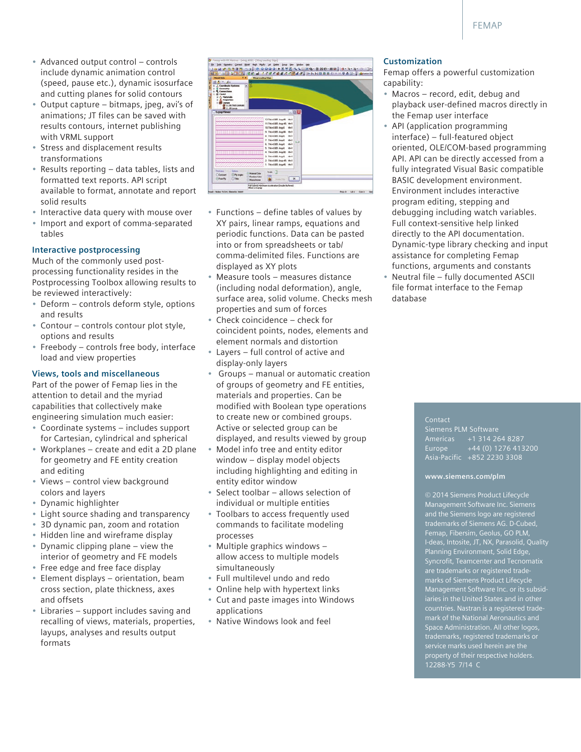- Advanced output control – controls include dynamic animation control (speed, pause etc.), dynamic isosurface and cutting planes for solid contours
- Output capture – bitmaps, jpeg, avi's of animations; JT files can be saved with results contours, internet publishing with VRML support
- Stress and displacement results transformations
- Results reporting – data tables, lists and formatted text reports. API script available to format, annotate and report solid results
- Interactive data query with mouse over
- Import and export of comma-separated tables

### Interactive postprocessing

Much of the commonly used post-processing functionality resides in the Postprocessing Toolbox allowing results to be reviewed interactively:

- Deform – controls deform style, options and results
- Contour – controls contour plot style, options and results
- Freebody – controls free body, interface load and view properties

### Views, tools and miscellaneous

Part of the power of Femap lies in the attention to detail and the myriad capabilities that collectively make engineering simulation much easier:

- Coordinate systems – includes support for Cartesian, cylindrical and spherical
- Workplanes – create and edit a 2D plane for geometry and FE entity creation and editing
- Views – control view background colors and layers
- Dynamic highlighter
- Light source shading and transparency
- 3D dynamic pan, zoom and rotation
- Hidden line and wireframe display
- Dynamic clipping plane – view the interior of geometry and FE models
- Free edge and free face display
- Element displays – orientation, beam cross section, plate thickness, axes and offsets
- Libraries – support includes saving and recalling of views, materials, properties, layups, analyses and results output formats
- Functions – define tables of values by XY pairs, linear ramps, equations and periodic functions. Data can be pasted into or from spreadsheets or tab/comma-delimited files. Functions are displayed as XY plots
- Measure tools – measures distance (including nodal deformation), angle, surface area, solid volume. Checks mesh properties and sum of forces
- Check coincidence – check for coincident points, nodes, elements and element normals and distortion
- Layers – full control of active and display-only layers
- Groups – manual or automatic creation of groups of geometry and FE entities, materials and properties. Can be modified with Boolean type operations to create new or combined groups. Active or selected group can be displayed, and results viewed by group
- Model info tree and entity editor window – display model objects including highlighting and editing in entity editor window
- Select toolbar – allows selection of individual or multiple entities
- Toolbars to access frequently used commands to facilitate modeling processes
- Multiple graphics windows – allow access to multiple models simultaneously
- Full multilevel undo and redo
- Online help with hypertext links
- Cut and paste images into Windows applications
- Native Windows look and feel

### Customization

Femap offers a powerful customization capability:

- Macros – record, edit, debug and playback user-defined macros directly in the Femap user interface
- API (application programming interface) – full-featured object oriented, OLE/COM-based programming API. API can be directly accessed from a fully integrated Visual Basic compatible BASIC development environment. Environment includes interactive program editing, stepping and debugging including watch variables. Full context-sensitive help linked directly to the API documentation. Dynamic-type library checking and input assistance for completing Femap functions, arguments and constants
- Neutral file – fully documented ASCII file format interface to the Femap database

Contact
Siemens PLM Software
Americas +1 314 264 8287
Europe +44 (0) 1276 413200
Asia-Pacific +852 2230 3308

**www.siemens.com/plm**

© 2014 Siemens Product Lifecycle Management Software Inc. Siemens and the Siemens logo are registered trademarks of Siemens AG. D-Cubed, Femap, Fibersim, Geolus, GO PLM, I-deas, Intosite, JT, NX, Parasolid, Quality Planning Environment, Solid Edge, Syncrofit, Teamcenter and Tecnomatix are trademarks or registered trademarks of Siemens Product Lifecycle Management Software Inc. or its subsidiaries in the United States and in other countries. Nastran is a registered trademark of the National Aeronautics and Space Administration. All other logos, trademarks, registered trademarks or service marks used herein are the property of their respective holders.
12288-Y5 7/14 C